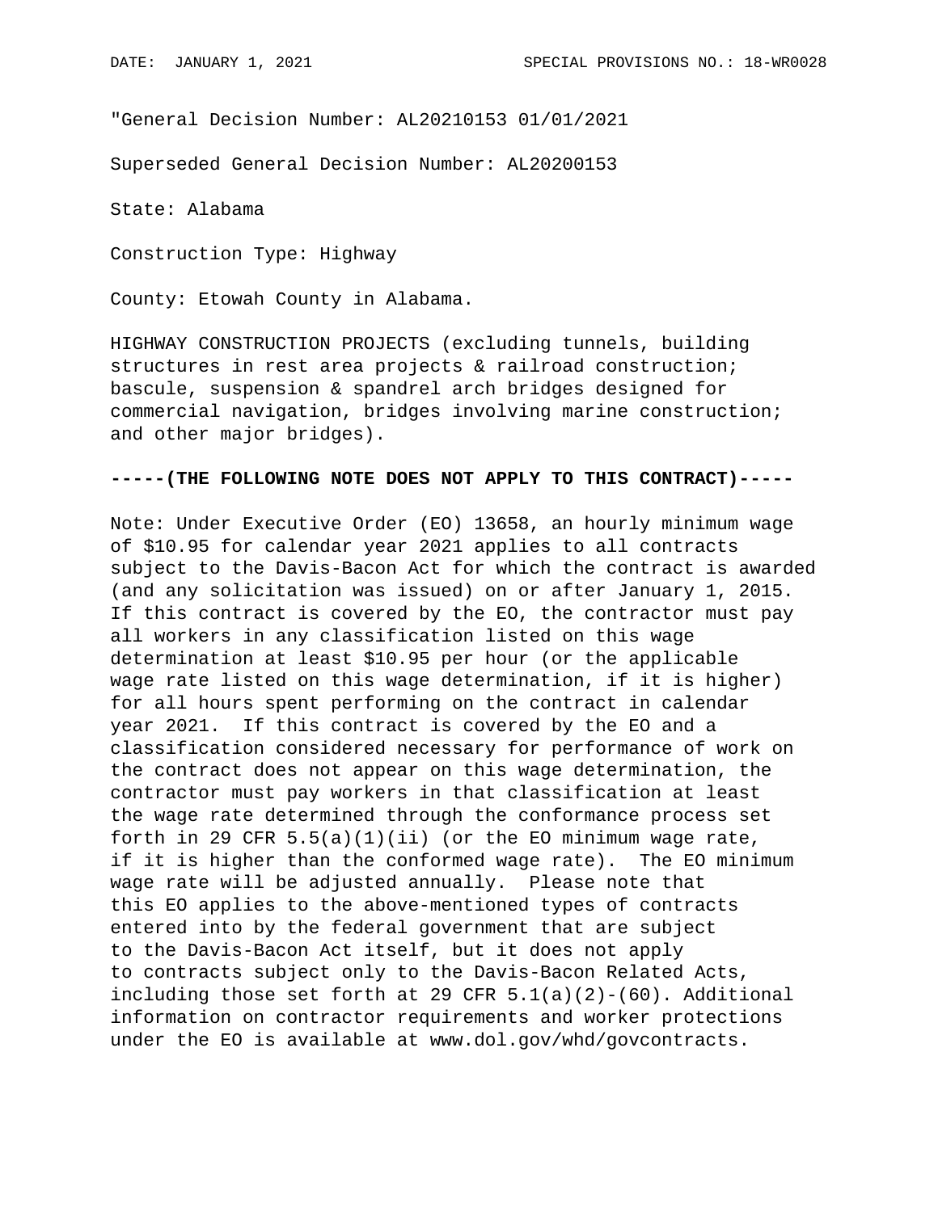"General Decision Number: AL20210153 01/01/2021

Superseded General Decision Number: AL20200153

State: Alabama

Construction Type: Highway

County: Etowah County in Alabama.

HIGHWAY CONSTRUCTION PROJECTS (excluding tunnels, building structures in rest area projects & railroad construction; bascule, suspension & spandrel arch bridges designed for commercial navigation, bridges involving marine construction; and other major bridges).

**-----(THE FOLLOWING NOTE DOES NOT APPLY TO THIS CONTRACT)-----**

Note: Under Executive Order (EO) 13658, an hourly minimum wage of $10.95 for calendar year 2021 applies to all contracts subject to the Davis-Bacon Act for which the contract is awarded (and any solicitation was issued) on or after January 1, 2015. If this contract is covered by the EO, the contractor must pay all workers in any classification listed on this wage determination at least $10.95 per hour (or the applicable wage rate listed on this wage determination, if it is higher) for all hours spent performing on the contract in calendar year 2021. If this contract is covered by the EO and a classification considered necessary for performance of work on the contract does not appear on this wage determination, the contractor must pay workers in that classification at least the wage rate determined through the conformance process set forth in 29 CFR 5.5(a)(1)(ii) (or the EO minimum wage rate, if it is higher than the conformed wage rate). The EO minimum wage rate will be adjusted annually. Please note that this EO applies to the above-mentioned types of contracts entered into by the federal government that are subject to the Davis-Bacon Act itself, but it does not apply to contracts subject only to the Davis-Bacon Related Acts, including those set forth at 29 CFR 5.1(a)(2)-(60). Additional information on contractor requirements and worker protections under the EO is available at www.dol.gov/whd/govcontracts.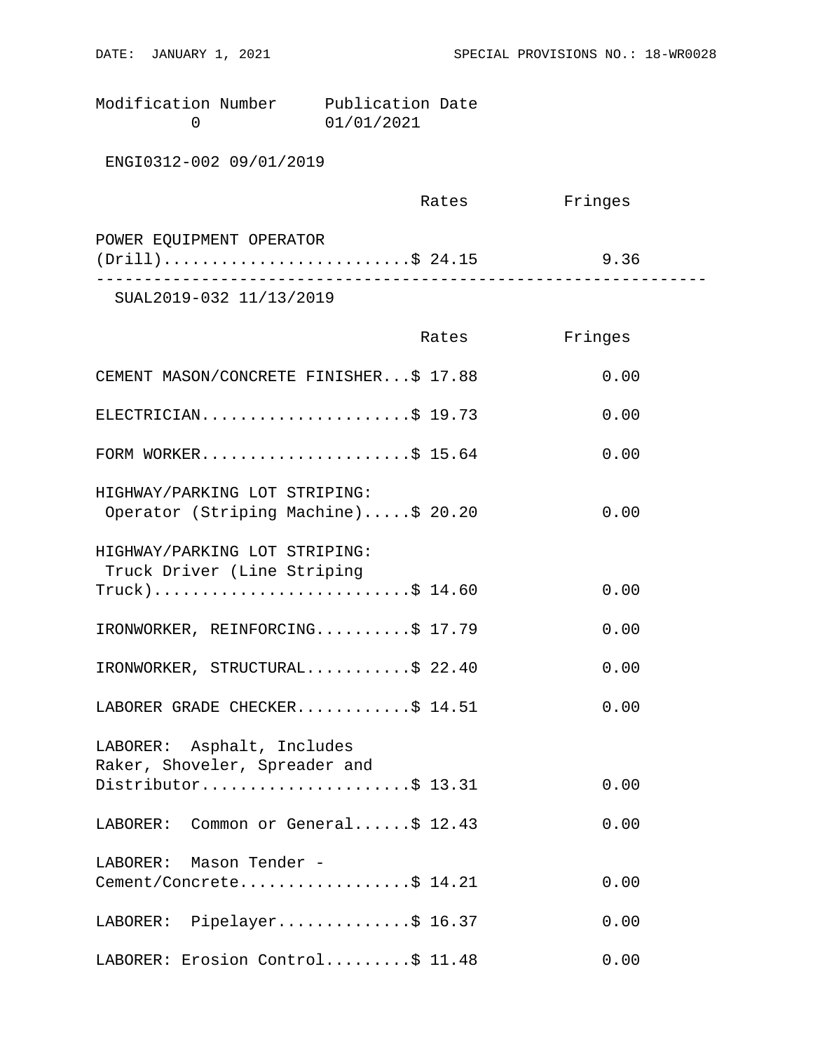Modification Number 0 — Publication Date 01/01/2021

ENGI0312-002 09/01/2019

| | Rates | Fringes |
|---|---|---|
| POWER EQUIPMENT OPERATOR (Drill) | $ 24.15 | 9.36 |

---

SUAL2019-032 11/13/2019

| | Rates | Fringes |
|---|---|---|
| CEMENT MASON/CONCRETE FINISHER | $ 17.88 | 0.00 |
| ELECTRICIAN | $ 19.73 | 0.00 |
| FORM WORKER | $ 15.64 | 0.00 |
| HIGHWAY/PARKING LOT STRIPING: Operator (Striping Machine) | $ 20.20 | 0.00 |
| HIGHWAY/PARKING LOT STRIPING: Truck Driver (Line Striping Truck) | $ 14.60 | 0.00 |
| IRONWORKER, REINFORCING | $ 17.79 | 0.00 |
| IRONWORKER, STRUCTURAL | $ 22.40 | 0.00 |
| LABORER GRADE CHECKER | $ 14.51 | 0.00 |
| LABORER: Asphalt, Includes Raker, Shoveler, Spreader and Distributor | $ 13.31 | 0.00 |
| LABORER: Common or General | $ 12.43 | 0.00 |
| LABORER: Mason Tender - Cement/Concrete | $ 14.21 | 0.00 |
| LABORER: Pipelayer | $ 16.37 | 0.00 |
| LABORER: Erosion Control | $ 11.48 | 0.00 |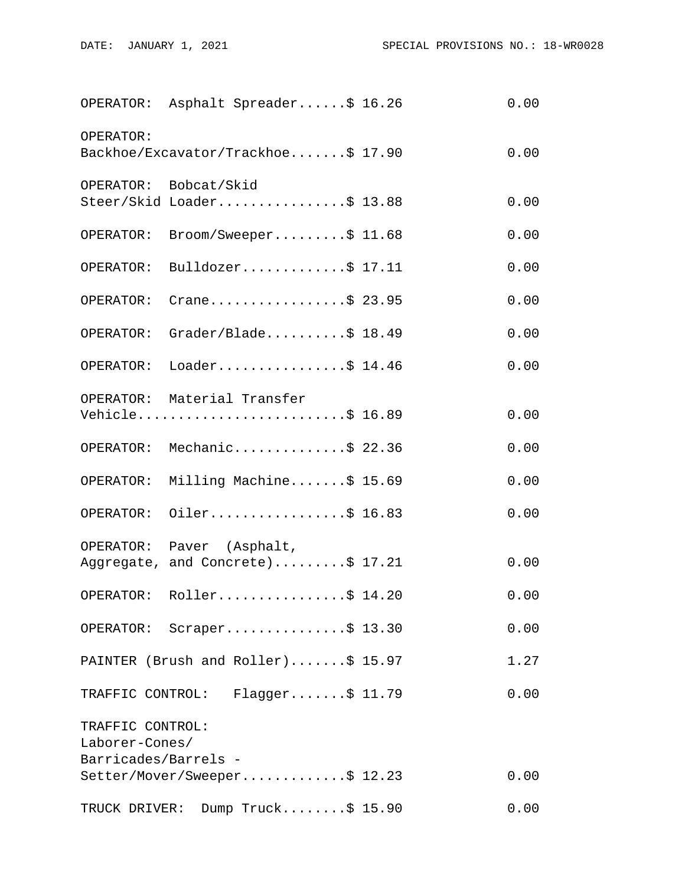| | | |
|---|---|---|
| OPERATOR: Asphalt Spreader | $ 16.26 | 0.00 |
| OPERATOR: Backhoe/Excavator/Trackhoe | $ 17.90 | 0.00 |
| OPERATOR: Bobcat/Skid Steer/Skid Loader | $ 13.88 | 0.00 |
| OPERATOR: Broom/Sweeper | $ 11.68 | 0.00 |
| OPERATOR: Bulldozer | $ 17.11 | 0.00 |
| OPERATOR: Crane | $ 23.95 | 0.00 |
| OPERATOR: Grader/Blade | $ 18.49 | 0.00 |
| OPERATOR: Loader | $ 14.46 | 0.00 |
| OPERATOR: Material Transfer Vehicle | $ 16.89 | 0.00 |
| OPERATOR: Mechanic | $ 22.36 | 0.00 |
| OPERATOR: Milling Machine | $ 15.69 | 0.00 |
| OPERATOR: Oiler | $ 16.83 | 0.00 |
| OPERATOR: Paver (Asphalt, Aggregate, and Concrete) | $ 17.21 | 0.00 |
| OPERATOR: Roller | $ 14.20 | 0.00 |
| OPERATOR: Scraper | $ 13.30 | 0.00 |
| PAINTER (Brush and Roller) | $ 15.97 | 1.27 |
| TRAFFIC CONTROL: Flagger | $ 11.79 | 0.00 |
| TRAFFIC CONTROL: Laborer-Cones/ Barricades/Barrels - Setter/Mover/Sweeper | $ 12.23 | 0.00 |
| TRUCK DRIVER: Dump Truck | $ 15.90 | 0.00 |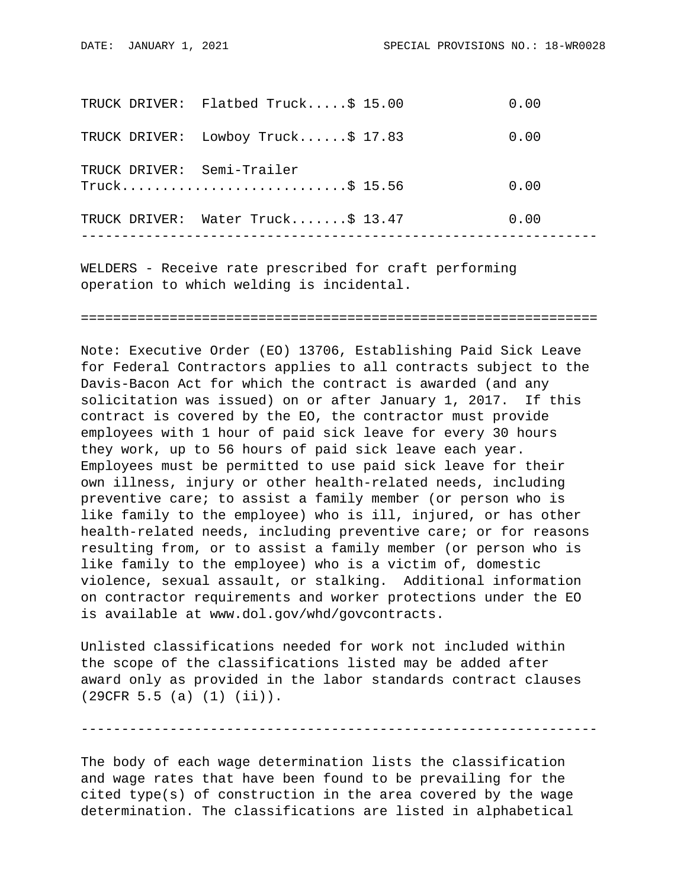| | | |
|---|---|---|
| TRUCK DRIVER: Flatbed Truck | $ 15.00 | 0.00 |
| TRUCK DRIVER: Lowboy Truck | $ 17.83 | 0.00 |
| TRUCK DRIVER: Semi-Trailer Truck | $ 15.56 | 0.00 |
| TRUCK DRIVER: Water Truck | $ 13.47 | 0.00 |

---

WELDERS - Receive rate prescribed for craft performing operation to which welding is incidental.

================================================================

Note: Executive Order (EO) 13706, Establishing Paid Sick Leave for Federal Contractors applies to all contracts subject to the Davis-Bacon Act for which the contract is awarded (and any solicitation was issued) on or after January 1, 2017. If this contract is covered by the EO, the contractor must provide employees with 1 hour of paid sick leave for every 30 hours they work, up to 56 hours of paid sick leave each year. Employees must be permitted to use paid sick leave for their own illness, injury or other health-related needs, including preventive care; to assist a family member (or person who is like family to the employee) who is ill, injured, or has other health-related needs, including preventive care; or for reasons resulting from, or to assist a family member (or person who is like family to the employee) who is a victim of, domestic violence, sexual assault, or stalking. Additional information on contractor requirements and worker protections under the EO is available at www.dol.gov/whd/govcontracts.

Unlisted classifications needed for work not included within the scope of the classifications listed may be added after award only as provided in the labor standards contract clauses (29CFR 5.5 (a) (1) (ii)).

---

The body of each wage determination lists the classification and wage rates that have been found to be prevailing for the cited type(s) of construction in the area covered by the wage determination. The classifications are listed in alphabetical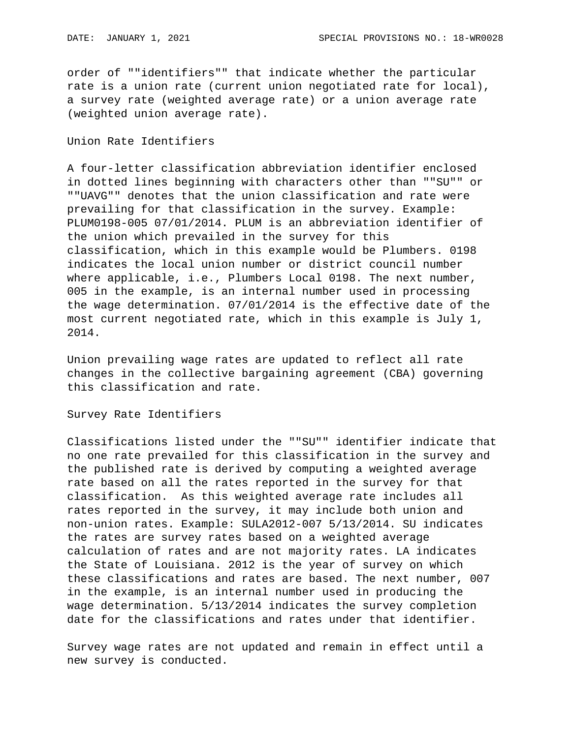order of ""identifiers"" that indicate whether the particular rate is a union rate (current union negotiated rate for local), a survey rate (weighted average rate) or a union average rate (weighted union average rate).

Union Rate Identifiers

A four-letter classification abbreviation identifier enclosed in dotted lines beginning with characters other than ""SU"" or ""UAVG"" denotes that the union classification and rate were prevailing for that classification in the survey. Example: PLUM0198-005 07/01/2014. PLUM is an abbreviation identifier of the union which prevailed in the survey for this classification, which in this example would be Plumbers. 0198 indicates the local union number or district council number where applicable, i.e., Plumbers Local 0198. The next number, 005 in the example, is an internal number used in processing the wage determination. 07/01/2014 is the effective date of the most current negotiated rate, which in this example is July 1, 2014.

Union prevailing wage rates are updated to reflect all rate changes in the collective bargaining agreement (CBA) governing this classification and rate.

Survey Rate Identifiers

Classifications listed under the ""SU"" identifier indicate that no one rate prevailed for this classification in the survey and the published rate is derived by computing a weighted average rate based on all the rates reported in the survey for that classification. As this weighted average rate includes all rates reported in the survey, it may include both union and non-union rates. Example: SULA2012-007 5/13/2014. SU indicates the rates are survey rates based on a weighted average calculation of rates and are not majority rates. LA indicates the State of Louisiana. 2012 is the year of survey on which these classifications and rates are based. The next number, 007 in the example, is an internal number used in producing the wage determination. 5/13/2014 indicates the survey completion date for the classifications and rates under that identifier.

Survey wage rates are not updated and remain in effect until a new survey is conducted.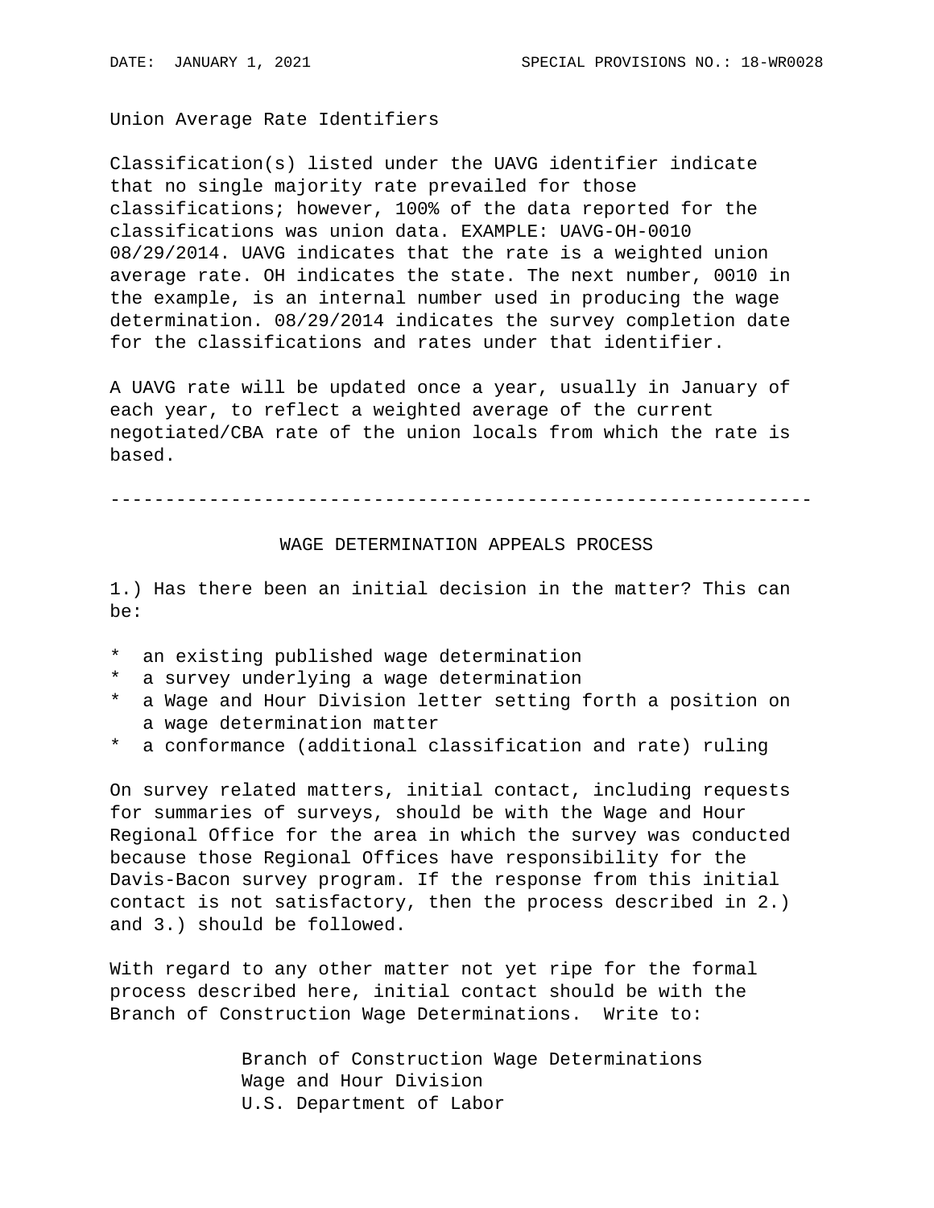Union Average Rate Identifiers

Classification(s) listed under the UAVG identifier indicate that no single majority rate prevailed for those classifications; however, 100% of the data reported for the classifications was union data. EXAMPLE: UAVG-OH-0010 08/29/2014. UAVG indicates that the rate is a weighted union average rate. OH indicates the state. The next number, 0010 in the example, is an internal number used in producing the wage determination. 08/29/2014 indicates the survey completion date for the classifications and rates under that identifier.

A UAVG rate will be updated once a year, usually in January of each year, to reflect a weighted average of the current negotiated/CBA rate of the union locals from which the rate is based.

---

## WAGE DETERMINATION APPEALS PROCESS

1.) Has there been an initial decision in the matter? This can be:

* an existing published wage determination
* a survey underlying a wage determination
* a Wage and Hour Division letter setting forth a position on a wage determination matter
* a conformance (additional classification and rate) ruling

On survey related matters, initial contact, including requests for summaries of surveys, should be with the Wage and Hour Regional Office for the area in which the survey was conducted because those Regional Offices have responsibility for the Davis-Bacon survey program. If the response from this initial contact is not satisfactory, then the process described in 2.) and 3.) should be followed.

With regard to any other matter not yet ripe for the formal process described here, initial contact should be with the Branch of Construction Wage Determinations. Write to:

Branch of Construction Wage Determinations
Wage and Hour Division
U.S. Department of Labor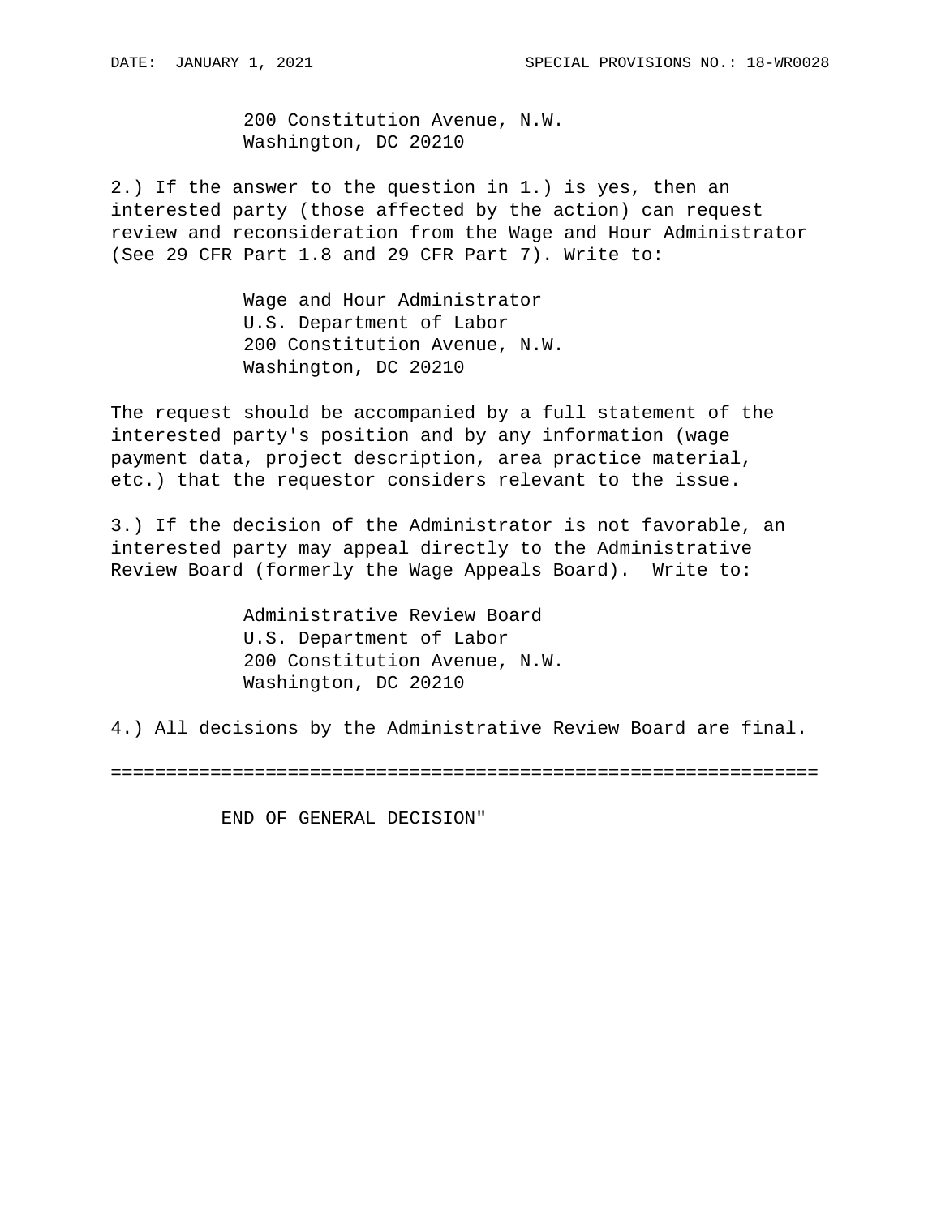200 Constitution Avenue, N.W.
Washington, DC 20210

2.) If the answer to the question in 1.) is yes, then an interested party (those affected by the action) can request review and reconsideration from the Wage and Hour Administrator (See 29 CFR Part 1.8 and 29 CFR Part 7). Write to:

Wage and Hour Administrator
U.S. Department of Labor
200 Constitution Avenue, N.W.
Washington, DC 20210

The request should be accompanied by a full statement of the interested party's position and by any information (wage payment data, project description, area practice material, etc.) that the requestor considers relevant to the issue.

3.) If the decision of the Administrator is not favorable, an interested party may appeal directly to the Administrative Review Board (formerly the Wage Appeals Board). Write to:

Administrative Review Board
U.S. Department of Labor
200 Constitution Avenue, N.W.
Washington, DC 20210

4.) All decisions by the Administrative Review Board are final.

================================================================

END OF GENERAL DECISION"